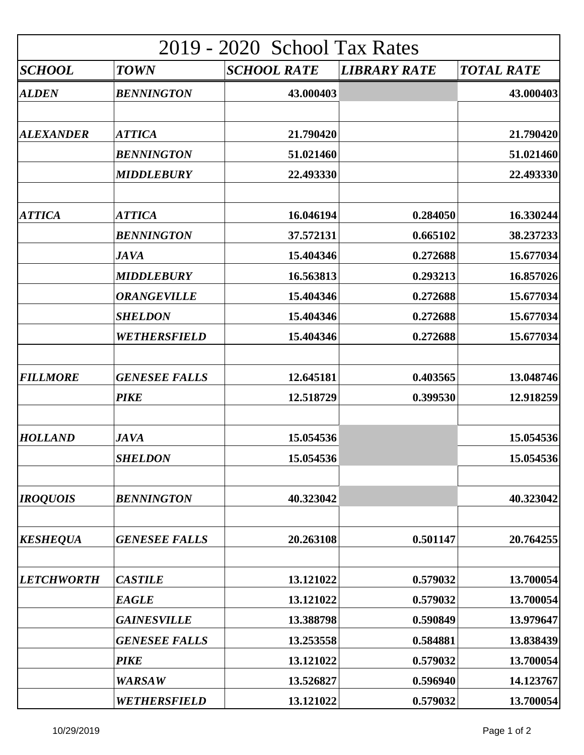# 2019 - 2020 School Tax Rates

| ***SCHOOL*** | ***TOWN*** | ***SCHOOL RATE*** | ***LIBRARY RATE*** | ***TOTAL RATE*** |
|---|---|---|---|---|
| ***ALDEN*** | ***BENNINGTON*** | **43.000403** | | **43.000403** |
| | | | | |
| ***ALEXANDER*** | ***ATTICA*** | **21.790420** | | **21.790420** |
| | ***BENNINGTON*** | **51.021460** | | **51.021460** |
| | ***MIDDLEBURY*** | **22.493330** | | **22.493330** |
| | | | | |
| ***ATTICA*** | ***ATTICA*** | **16.046194** | **0.284050** | **16.330244** |
| | ***BENNINGTON*** | **37.572131** | **0.665102** | **38.237233** |
| | ***JAVA*** | **15.404346** | **0.272688** | **15.677034** |
| | ***MIDDLEBURY*** | **16.563813** | **0.293213** | **16.857026** |
| | ***ORANGEVILLE*** | **15.404346** | **0.272688** | **15.677034** |
| | ***SHELDON*** | **15.404346** | **0.272688** | **15.677034** |
| | ***WETHERSFIELD*** | **15.404346** | **0.272688** | **15.677034** |
| | | | | |
| ***FILLMORE*** | ***GENESEE FALLS*** | **12.645181** | **0.403565** | **13.048746** |
| | ***PIKE*** | **12.518729** | **0.399530** | **12.918259** |
| | | | | |
| ***HOLLAND*** | ***JAVA*** | **15.054536** | | **15.054536** |
| | ***SHELDON*** | **15.054536** | | **15.054536** |
| | | | | |
| ***IROQUOIS*** | ***BENNINGTON*** | **40.323042** | | **40.323042** |
| | | | | |
| ***KESHEQUA*** | ***GENESEE FALLS*** | **20.263108** | **0.501147** | **20.764255** |
| | | | | |
| ***LETCHWORTH*** | ***CASTILE*** | **13.121022** | **0.579032** | **13.700054** |
| | ***EAGLE*** | **13.121022** | **0.579032** | **13.700054** |
| | ***GAINESVILLE*** | **13.388798** | **0.590849** | **13.979647** |
| | ***GENESEE FALLS*** | **13.253558** | **0.584881** | **13.838439** |
| | ***PIKE*** | **13.121022** | **0.579032** | **13.700054** |
| | ***WARSAW*** | **13.526827** | **0.596940** | **14.123767** |
| | ***WETHERSFIELD*** | **13.121022** | **0.579032** | **13.700054** |

10/29/2019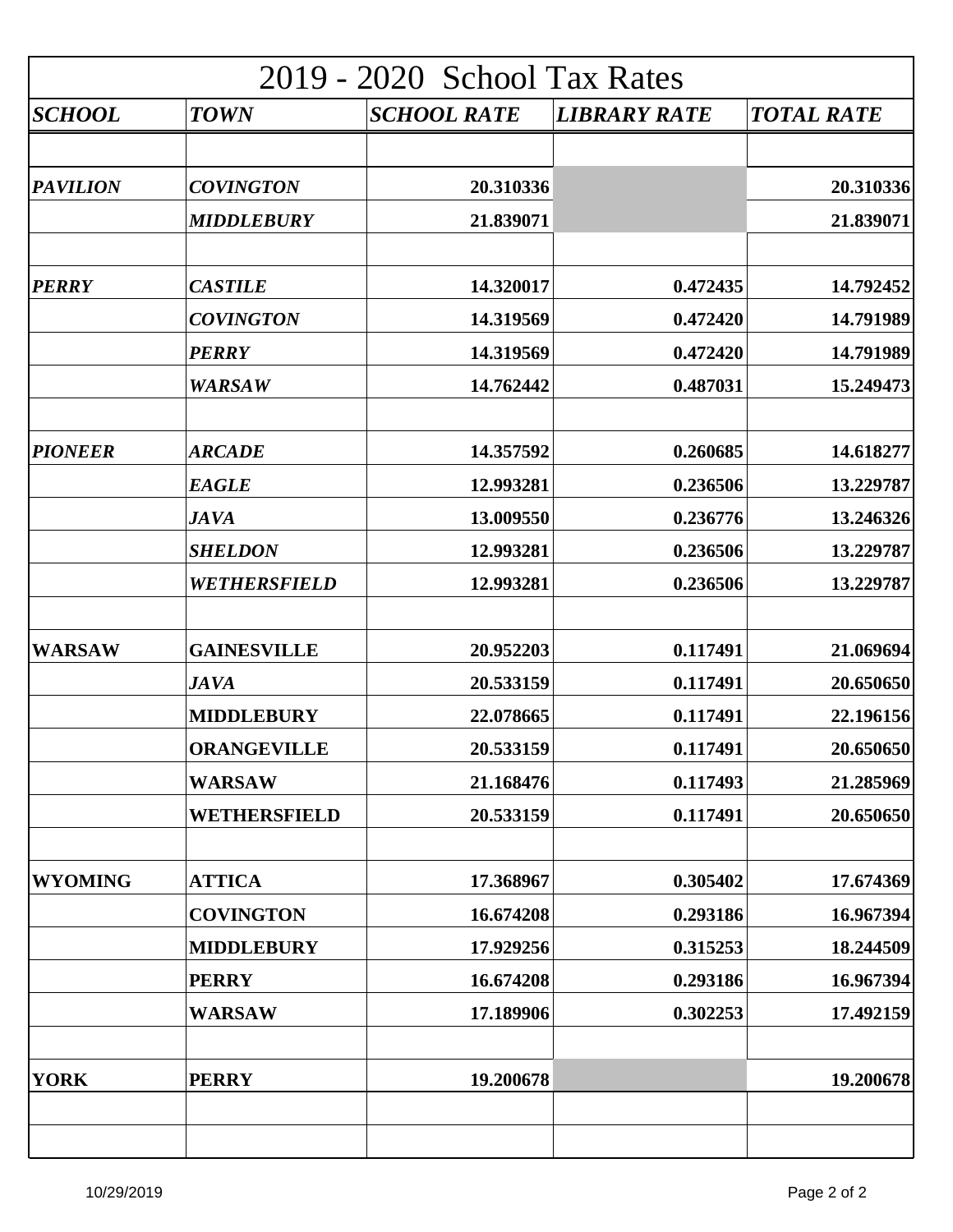# 2019 - 2020 School Tax Rates

| *SCHOOL* | *TOWN* | *SCHOOL RATE* | *LIBRARY RATE* | *TOTAL RATE* |
|---|---|---|---|---|
| | | | | |
| ***PAVILION*** | ***COVINGTON*** | **20.310336** | | **20.310336** |
| | ***MIDDLEBURY*** | **21.839071** | | **21.839071** |
| | | | | |
| ***PERRY*** | ***CASTILE*** | **14.320017** | **0.472435** | **14.792452** |
| | ***COVINGTON*** | **14.319569** | **0.472420** | **14.791989** |
| | ***PERRY*** | **14.319569** | **0.472420** | **14.791989** |
| | ***WARSAW*** | **14.762442** | **0.487031** | **15.249473** |
| | | | | |
| ***PIONEER*** | ***ARCADE*** | **14.357592** | **0.260685** | **14.618277** |
| | ***EAGLE*** | **12.993281** | **0.236506** | **13.229787** |
| | ***JAVA*** | **13.009550** | **0.236776** | **13.246326** |
| | ***SHELDON*** | **12.993281** | **0.236506** | **13.229787** |
| | ***WETHERSFIELD*** | **12.993281** | **0.236506** | **13.229787** |
| | | | | |
| **WARSAW** | **GAINESVILLE** | **20.952203** | **0.117491** | **21.069694** |
| | ***JAVA*** | **20.533159** | **0.117491** | **20.650650** |
| | **MIDDLEBURY** | **22.078665** | **0.117491** | **22.196156** |
| | **ORANGEVILLE** | **20.533159** | **0.117491** | **20.650650** |
| | **WARSAW** | **21.168476** | **0.117493** | **21.285969** |
| | **WETHERSFIELD** | **20.533159** | **0.117491** | **20.650650** |
| | | | | |
| **WYOMING** | **ATTICA** | **17.368967** | **0.305402** | **17.674369** |
| | **COVINGTON** | **16.674208** | **0.293186** | **16.967394** |
| | **MIDDLEBURY** | **17.929256** | **0.315253** | **18.244509** |
| | **PERRY** | **16.674208** | **0.293186** | **16.967394** |
| | **WARSAW** | **17.189906** | **0.302253** | **17.492159** |
| | | | | |
| **YORK** | **PERRY** | **19.200678** | | **19.200678** |
| | | | | |
| | | | | |

10/29/2019